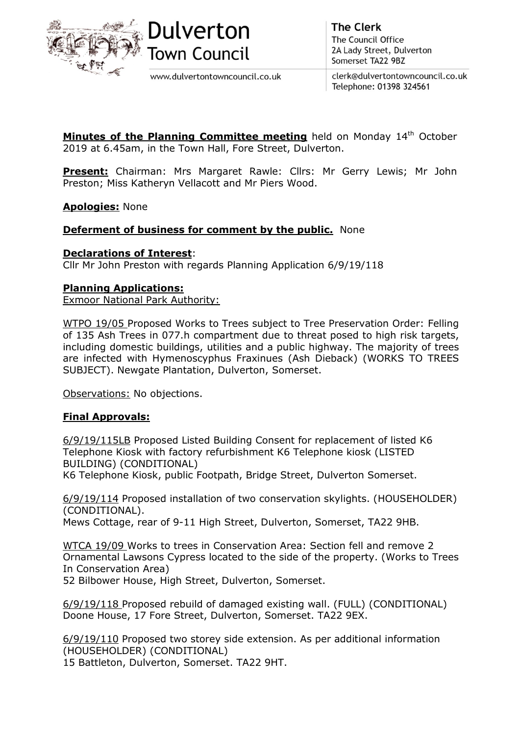Dulverton Town Council

www.dulvertontowncouncil.co.uk

**The Clerk**
The Council Office
2A Lady Street, Dulverton
Somerset TA22 9BZ

clerk@dulvertontowncouncil.co.uk
Telephone: 01398 324561

**Minutes of the Planning Committee meeting** held on Monday 14th October 2019 at 6.45am, in the Town Hall, Fore Street, Dulverton.

**Present:** Chairman: Mrs Margaret Rawle: Cllrs: Mr Gerry Lewis; Mr John Preston; Miss Katheryn Vellacott and Mr Piers Wood.

**Apologies:** None

**Deferment of business for comment by the public.** None

**Declarations of Interest**:
Cllr Mr John Preston with regards Planning Application 6/9/19/118

**Planning Applications:**

Exmoor National Park Authority:

WTPO 19/05 Proposed Works to Trees subject to Tree Preservation Order: Felling of 135 Ash Trees in 077.h compartment due to threat posed to high risk targets, including domestic buildings, utilities and a public highway. The majority of trees are infected with Hymenoscyphus Fraxinues (Ash Dieback) (WORKS TO TREES SUBJECT). Newgate Plantation, Dulverton, Somerset.

Observations: No objections.

**Final Approvals:**

6/9/19/115LB Proposed Listed Building Consent for replacement of listed K6 Telephone Kiosk with factory refurbishment K6 Telephone kiosk (LISTED BUILDING) (CONDITIONAL)
K6 Telephone Kiosk, public Footpath, Bridge Street, Dulverton Somerset.

6/9/19/114 Proposed installation of two conservation skylights. (HOUSEHOLDER) (CONDITIONAL).
Mews Cottage, rear of 9-11 High Street, Dulverton, Somerset, TA22 9HB.

WTCA 19/09 Works to trees in Conservation Area: Section fell and remove 2 Ornamental Lawsons Cypress located to the side of the property. (Works to Trees In Conservation Area)
52 Bilbower House, High Street, Dulverton, Somerset.

6/9/19/118 Proposed rebuild of damaged existing wall. (FULL) (CONDITIONAL)
Doone House, 17 Fore Street, Dulverton, Somerset. TA22 9EX.

6/9/19/110 Proposed two storey side extension. As per additional information (HOUSEHOLDER) (CONDITIONAL)
15 Battleton, Dulverton, Somerset. TA22 9HT.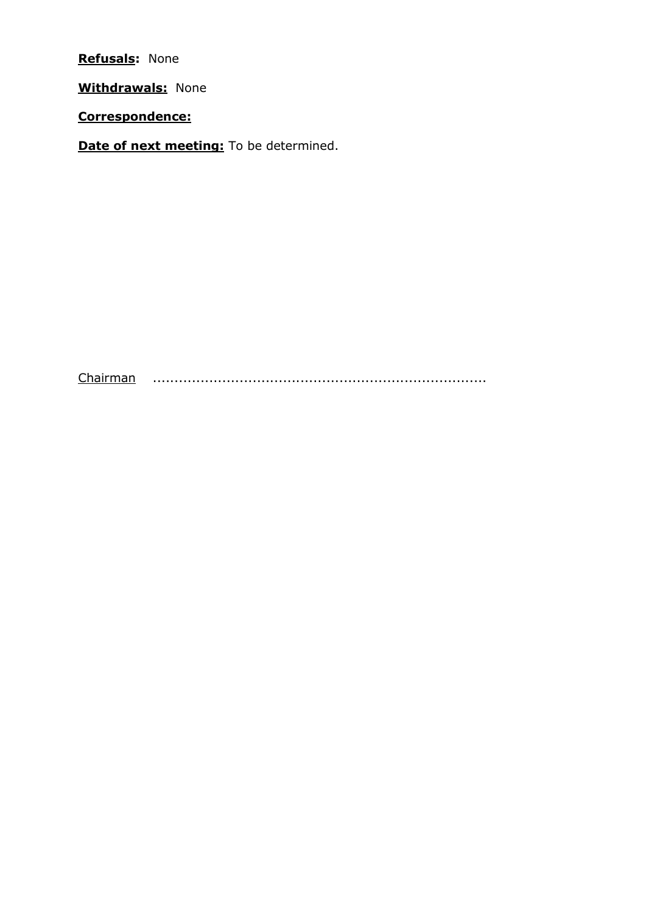**Refusals:** None

**Withdrawals:** None

**Correspondence:**

**Date of next meeting:** To be determined.

Chairman ............................................................................